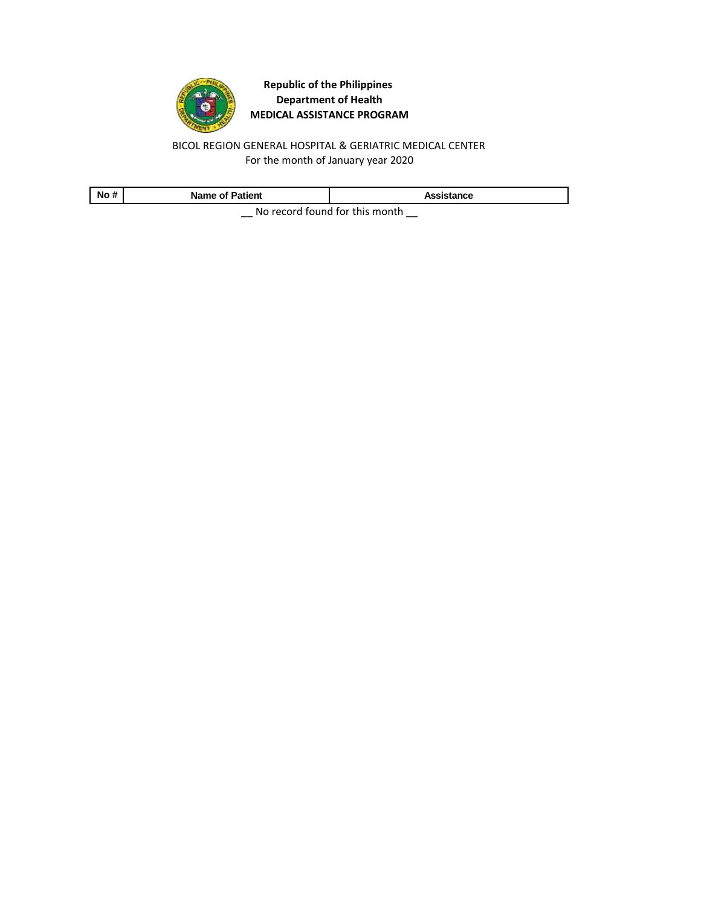**Republic of the Philippines**
**Department of Health**
**MEDICAL ASSISTANCE PROGRAM**

BICOL REGION GENERAL HOSPITAL & GERIATRIC MEDICAL CENTER
For the month of January year 2020

| No # | Name of Patient | Assistance |
|---|---|---|

__ No record found for this month __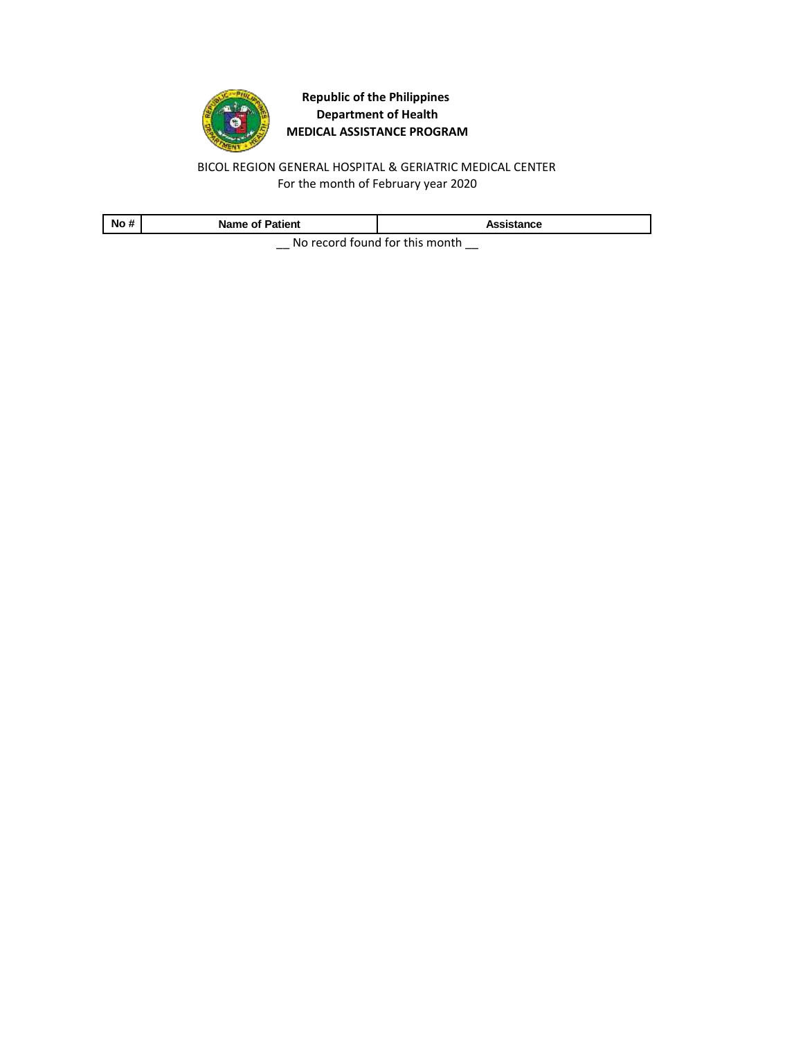**Republic of the Philippines**
**Department of Health**
**MEDICAL ASSISTANCE PROGRAM**

BICOL REGION GENERAL HOSPITAL & GERIATRIC MEDICAL CENTER
For the month of February year 2020

| No # | Name of Patient | Assistance |
| --- | --- | --- |

__ No record found for this month __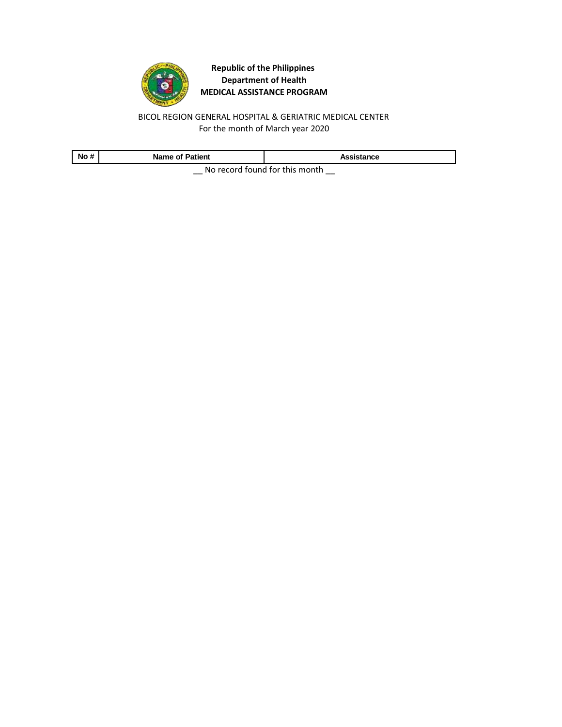**Republic of the Philippines**
**Department of Health**
**MEDICAL ASSISTANCE PROGRAM**

BICOL REGION GENERAL HOSPITAL & GERIATRIC MEDICAL CENTER
For the month of March year 2020

| No # | Name of Patient | Assistance |
| --- | --- | --- |

__ No record found for this month __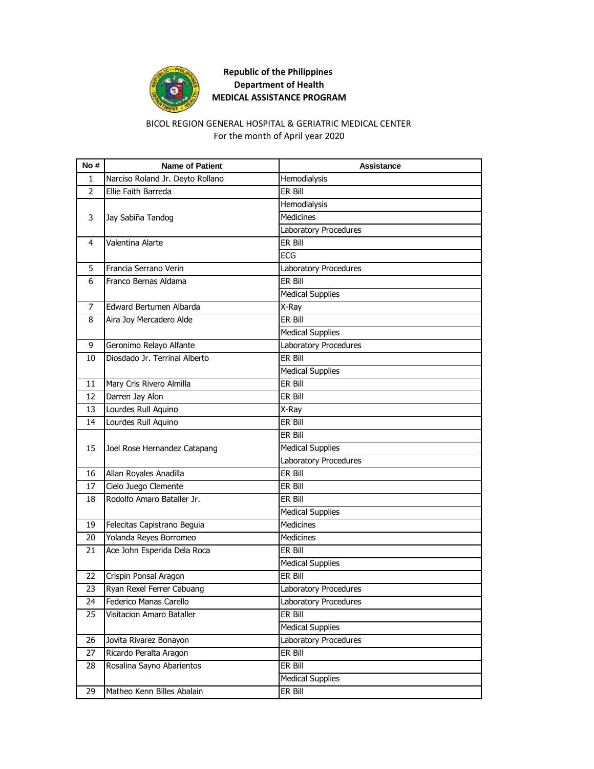**Republic of the Philippines**
**Department of Health**
**MEDICAL ASSISTANCE PROGRAM**

BICOL REGION GENERAL HOSPITAL & GERIATRIC MEDICAL CENTER
For the month of April year 2020

| No # | Name of Patient | Assistance |
|---|---|---|
| 1 | Narciso Roland Jr. Deyto Rollano | Hemodialysis |
| 2 | Ellie Faith Barreda | ER Bill |
| 3 | Jay Sabiña Tandog | Hemodialysis |
| | | Medicines |
| | | Laboratory Procedures |
| 4 | Valentina Alarte | ER Bill |
| | | ECG |
| 5 | Francia Serrano Verin | Laboratory Procedures |
| 6 | Franco Bernas Aldama | ER Bill |
| | | Medical Supplies |
| 7 | Edward Bertumen Albarda | X-Ray |
| 8 | Aira Joy Mercadero Alde | ER Bill |
| | | Medical Supplies |
| 9 | Geronimo Relayo Alfante | Laboratory Procedures |
| 10 | Diosdado Jr. Terrinal Alberto | ER Bill |
| | | Medical Supplies |
| 11 | Mary Cris Rivero Almilla | ER Bill |
| 12 | Darren Jay Alon | ER Bill |
| 13 | Lourdes Rull Aquino | X-Ray |
| 14 | Lourdes Rull Aquino | ER Bill |
| 15 | Joel Rose Hernandez Catapang | ER Bill |
| | | Medical Supplies |
| | | Laboratory Procedures |
| 16 | Allan Royales Anadilla | ER Bill |
| 17 | Cielo Juego Clemente | ER Bill |
| 18 | Rodolfo Amaro Bataller Jr. | ER Bill |
| | | Medical Supplies |
| 19 | Felecitas Capistrano Beguia | Medicines |
| 20 | Yolanda Reyes Borromeo | Medicines |
| 21 | Ace John Esperida Dela Roca | ER Bill |
| | | Medical Supplies |
| 22 | Crispin Ponsal Aragon | ER Bill |
| 23 | Ryan Rexel Ferrer Cabuang | Laboratory Procedures |
| 24 | Federico Manas Carello | Laboratory Procedures |
| 25 | Visitacion Amaro Bataller | ER Bill |
| | | Medical Supplies |
| 26 | Jovita Rivarez Bonayon | Laboratory Procedures |
| 27 | Ricardo Peralta Aragon | ER Bill |
| 28 | Rosalina Sayno Abarientos | ER Bill |
| | | Medical Supplies |
| 29 | Matheo Kenn Billes Abalain | ER Bill |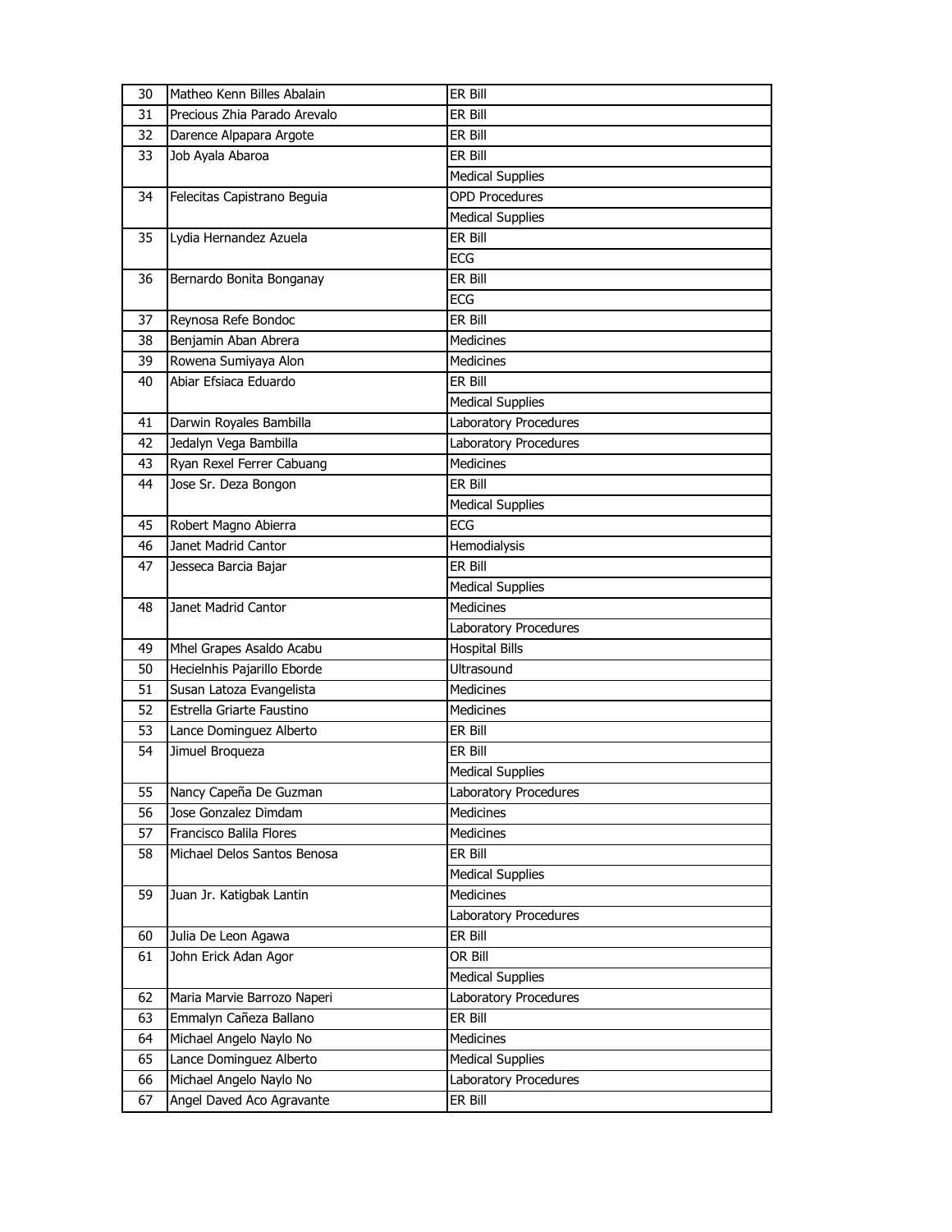| 30 | Matheo Kenn Billes Abalain | ER Bill |
|---|---|---|
| 31 | Precious Zhia Parado Arevalo | ER Bill |
| 32 | Darence Alpapara Argote | ER Bill |
| 33 | Job Ayala Abaroa | ER Bill |
| | | Medical Supplies |
| 34 | Felecitas Capistrano Beguia | OPD Procedures |
| | | Medical Supplies |
| 35 | Lydia Hernandez Azuela | ER Bill |
| | | ECG |
| 36 | Bernardo Bonita Bonganay | ER Bill |
| | | ECG |
| 37 | Reynosa Refe Bondoc | ER Bill |
| 38 | Benjamin Aban Abrera | Medicines |
| 39 | Rowena Sumiyaya Alon | Medicines |
| 40 | Abiar Efsiaca Eduardo | ER Bill |
| | | Medical Supplies |
| 41 | Darwin Royales Bambilla | Laboratory Procedures |
| 42 | Jedalyn Vega Bambilla | Laboratory Procedures |
| 43 | Ryan Rexel Ferrer Cabuang | Medicines |
| 44 | Jose Sr. Deza Bongon | ER Bill |
| | | Medical Supplies |
| 45 | Robert Magno Abierra | ECG |
| 46 | Janet Madrid Cantor | Hemodialysis |
| 47 | Jesseca Barcia Bajar | ER Bill |
| | | Medical Supplies |
| 48 | Janet Madrid Cantor | Medicines |
| | | Laboratory Procedures |
| 49 | Mhel Grapes Asaldo Acabu | Hospital Bills |
| 50 | Hecielnhis Pajarillo Eborde | Ultrasound |
| 51 | Susan Latoza Evangelista | Medicines |
| 52 | Estrella Griarte Faustino | Medicines |
| 53 | Lance Dominguez Alberto | ER Bill |
| 54 | Jimuel Broqueza | ER Bill |
| | | Medical Supplies |
| 55 | Nancy Capeña De Guzman | Laboratory Procedures |
| 56 | Jose Gonzalez Dimdam | Medicines |
| 57 | Francisco Balila Flores | Medicines |
| 58 | Michael Delos Santos Benosa | ER Bill |
| | | Medical Supplies |
| 59 | Juan Jr. Katigbak Lantin | Medicines |
| | | Laboratory Procedures |
| 60 | Julia De Leon Agawa | ER Bill |
| 61 | John Erick Adan Agor | OR Bill |
| | | Medical Supplies |
| 62 | Maria Marvie Barrozo Naperi | Laboratory Procedures |
| 63 | Emmalyn Cañeza Ballano | ER Bill |
| 64 | Michael Angelo Naylo No | Medicines |
| 65 | Lance Dominguez Alberto | Medical Supplies |
| 66 | Michael Angelo Naylo No | Laboratory Procedures |
| 67 | Angel Daved Aco Agravante | ER Bill |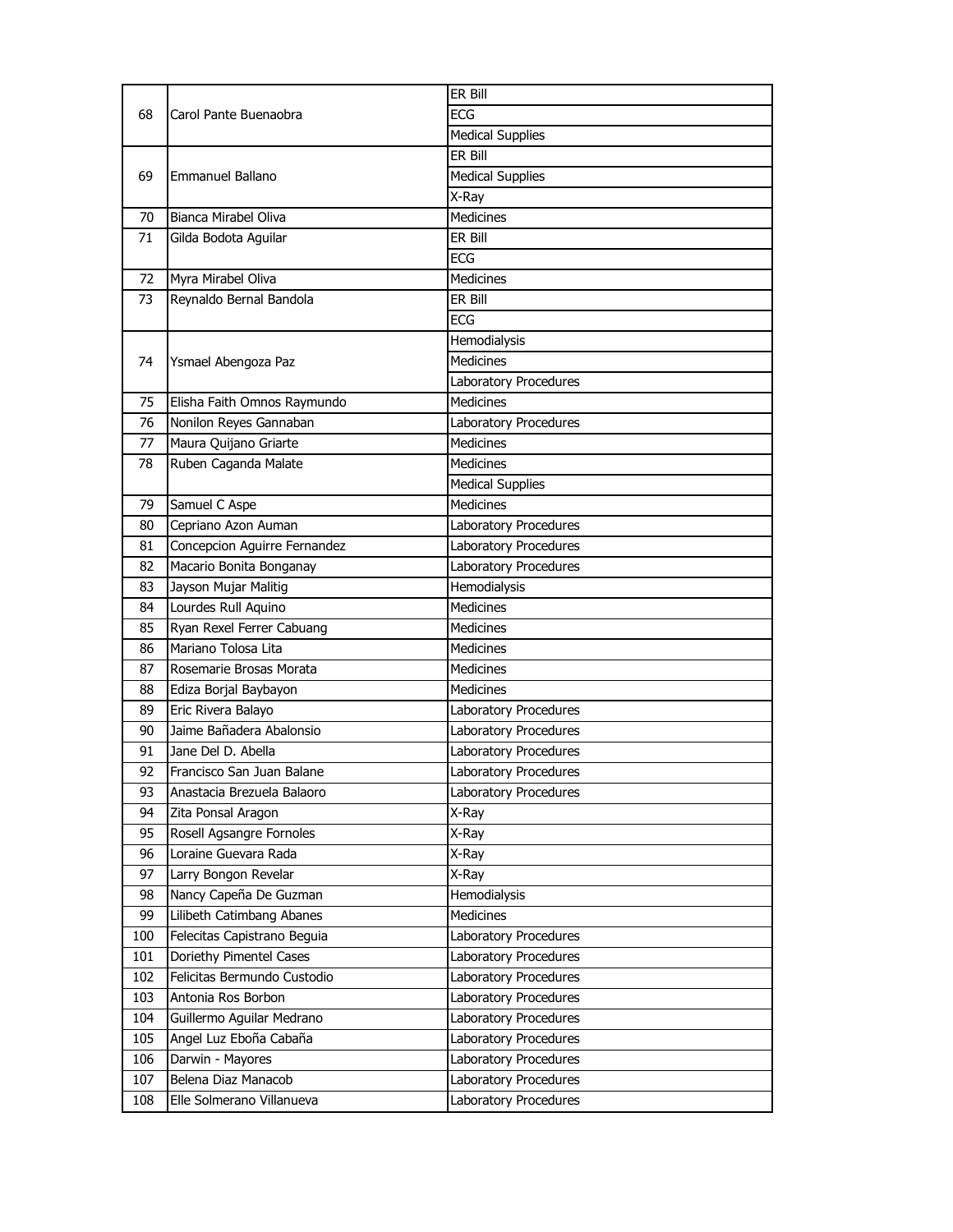| | | |
|---|---|---|
| 68 | Carol Pante Buenaobra | ER Bill |
| | | ECG |
| | | Medical Supplies |
| 69 | Emmanuel Ballano | ER Bill |
| | | Medical Supplies |
| | | X-Ray |
| 70 | Bianca Mirabel Oliva | Medicines |
| 71 | Gilda Bodota Aguilar | ER Bill |
| | | ECG |
| 72 | Myra Mirabel Oliva | Medicines |
| 73 | Reynaldo Bernal Bandola | ER Bill |
| | | ECG |
| 74 | Ysmael Abengoza Paz | Hemodialysis |
| | | Medicines |
| | | Laboratory Procedures |
| 75 | Elisha Faith Omnos Raymundo | Medicines |
| 76 | Nonilon Reyes Gannaban | Laboratory Procedures |
| 77 | Maura Quijano Griarte | Medicines |
| 78 | Ruben Caganda Malate | Medicines |
| | | Medical Supplies |
| 79 | Samuel C Aspe | Medicines |
| 80 | Cepriano Azon Auman | Laboratory Procedures |
| 81 | Concepcion Aguirre Fernandez | Laboratory Procedures |
| 82 | Macario Bonita Bonganay | Laboratory Procedures |
| 83 | Jayson Mujar Malitig | Hemodialysis |
| 84 | Lourdes Rull Aquino | Medicines |
| 85 | Ryan Rexel Ferrer Cabuang | Medicines |
| 86 | Mariano Tolosa Lita | Medicines |
| 87 | Rosemarie Brosas Morata | Medicines |
| 88 | Ediza Borjal Baybayon | Medicines |
| 89 | Eric Rivera Balayo | Laboratory Procedures |
| 90 | Jaime Bañadera Abalonsio | Laboratory Procedures |
| 91 | Jane Del D. Abella | Laboratory Procedures |
| 92 | Francisco San Juan Balane | Laboratory Procedures |
| 93 | Anastacia Brezuela Balaoro | Laboratory Procedures |
| 94 | Zita Ponsal Aragon | X-Ray |
| 95 | Rosell Agsangre Fornoles | X-Ray |
| 96 | Loraine Guevara Rada | X-Ray |
| 97 | Larry Bongon Revelar | X-Ray |
| 98 | Nancy Capeña De Guzman | Hemodialysis |
| 99 | Lilibeth Catimbang Abanes | Medicines |
| 100 | Felecitas Capistrano Beguia | Laboratory Procedures |
| 101 | Doriethy Pimentel Cases | Laboratory Procedures |
| 102 | Felicitas Bermundo Custodio | Laboratory Procedures |
| 103 | Antonia Ros Borbon | Laboratory Procedures |
| 104 | Guillermo Aguilar Medrano | Laboratory Procedures |
| 105 | Angel Luz Eboña Cabaña | Laboratory Procedures |
| 106 | Darwin - Mayores | Laboratory Procedures |
| 107 | Belena Diaz Manacob | Laboratory Procedures |
| 108 | Elle Solmerano Villanueva | Laboratory Procedures |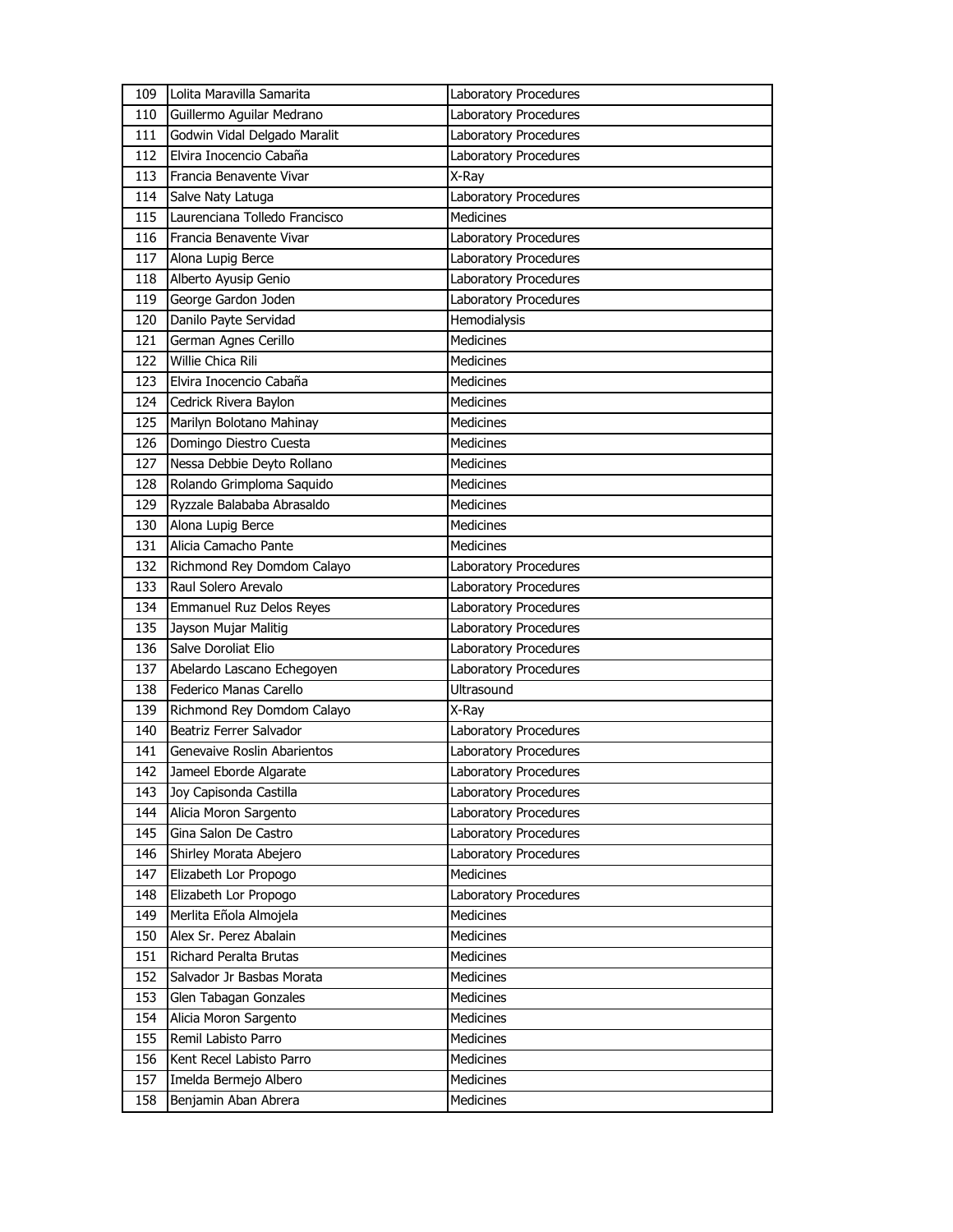| 109 | Lolita Maravilla Samarita | Laboratory Procedures |
|---|---|---|
| 110 | Guillermo Aguilar Medrano | Laboratory Procedures |
| 111 | Godwin Vidal Delgado Maralit | Laboratory Procedures |
| 112 | Elvira Inocencio Cabaña | Laboratory Procedures |
| 113 | Francia Benavente Vivar | X-Ray |
| 114 | Salve Naty Latuga | Laboratory Procedures |
| 115 | Laurenciana Tolledo Francisco | Medicines |
| 116 | Francia Benavente Vivar | Laboratory Procedures |
| 117 | Alona Lupig Berce | Laboratory Procedures |
| 118 | Alberto Ayusip Genio | Laboratory Procedures |
| 119 | George Gardon Joden | Laboratory Procedures |
| 120 | Danilo Payte Servidad | Hemodialysis |
| 121 | German Agnes Cerillo | Medicines |
| 122 | Willie Chica Rili | Medicines |
| 123 | Elvira Inocencio Cabaña | Medicines |
| 124 | Cedrick Rivera Baylon | Medicines |
| 125 | Marilyn Bolotano Mahinay | Medicines |
| 126 | Domingo Diestro Cuesta | Medicines |
| 127 | Nessa Debbie Deyto Rollano | Medicines |
| 128 | Rolando Grimploma Saquido | Medicines |
| 129 | Ryzzale Balababa Abrasaldo | Medicines |
| 130 | Alona Lupig Berce | Medicines |
| 131 | Alicia Camacho Pante | Medicines |
| 132 | Richmond Rey Domdom Calayo | Laboratory Procedures |
| 133 | Raul Solero Arevalo | Laboratory Procedures |
| 134 | Emmanuel Ruz Delos Reyes | Laboratory Procedures |
| 135 | Jayson Mujar Malitig | Laboratory Procedures |
| 136 | Salve Doroliat Elio | Laboratory Procedures |
| 137 | Abelardo Lascano Echegoyen | Laboratory Procedures |
| 138 | Federico Manas Carello | Ultrasound |
| 139 | Richmond Rey Domdom Calayo | X-Ray |
| 140 | Beatriz Ferrer Salvador | Laboratory Procedures |
| 141 | Genevaive Roslin Abarientos | Laboratory Procedures |
| 142 | Jameel Eborde Algarate | Laboratory Procedures |
| 143 | Joy Capisonda Castilla | Laboratory Procedures |
| 144 | Alicia Moron Sargento | Laboratory Procedures |
| 145 | Gina Salon De Castro | Laboratory Procedures |
| 146 | Shirley Morata Abejero | Laboratory Procedures |
| 147 | Elizabeth Lor Propogo | Medicines |
| 148 | Elizabeth Lor Propogo | Laboratory Procedures |
| 149 | Merlita Eñola Almojela | Medicines |
| 150 | Alex Sr. Perez Abalain | Medicines |
| 151 | Richard Peralta Brutas | Medicines |
| 152 | Salvador Jr Basbas Morata | Medicines |
| 153 | Glen Tabagan Gonzales | Medicines |
| 154 | Alicia Moron Sargento | Medicines |
| 155 | Remil Labisto Parro | Medicines |
| 156 | Kent Recel Labisto Parro | Medicines |
| 157 | Imelda Bermejo Albero | Medicines |
| 158 | Benjamin Aban Abrera | Medicines |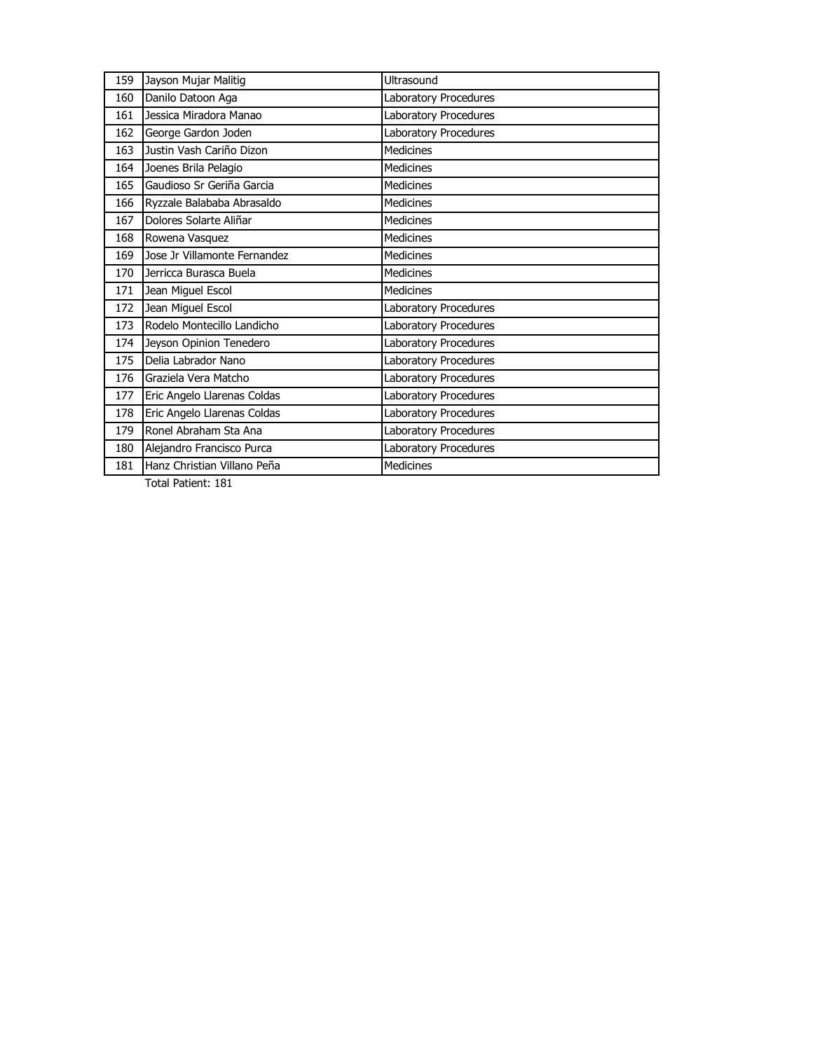| | | |
|---|---|---|
| 159 | Jayson Mujar Malitig | Ultrasound |
| 160 | Danilo Datoon Aga | Laboratory Procedures |
| 161 | Jessica Miradora Manao | Laboratory Procedures |
| 162 | George Gardon Joden | Laboratory Procedures |
| 163 | Justin Vash Cariño Dizon | Medicines |
| 164 | Joenes Brila Pelagio | Medicines |
| 165 | Gaudioso Sr Geriña Garcia | Medicines |
| 166 | Ryzzale Balababa Abrasaldo | Medicines |
| 167 | Dolores Solarte Aliñar | Medicines |
| 168 | Rowena Vasquez | Medicines |
| 169 | Jose Jr Villamonte Fernandez | Medicines |
| 170 | Jerricca Burasca Buela | Medicines |
| 171 | Jean Miguel Escol | Medicines |
| 172 | Jean Miguel Escol | Laboratory Procedures |
| 173 | Rodelo Montecillo Landicho | Laboratory Procedures |
| 174 | Jeyson Opinion Tenedero | Laboratory Procedures |
| 175 | Delia Labrador Nano | Laboratory Procedures |
| 176 | Graziela Vera Matcho | Laboratory Procedures |
| 177 | Eric Angelo Llarenas Coldas | Laboratory Procedures |
| 178 | Eric Angelo Llarenas Coldas | Laboratory Procedures |
| 179 | Ronel Abraham Sta Ana | Laboratory Procedures |
| 180 | Alejandro Francisco Purca | Laboratory Procedures |
| 181 | Hanz Christian Villano Peña | Medicines |

Total Patient: 181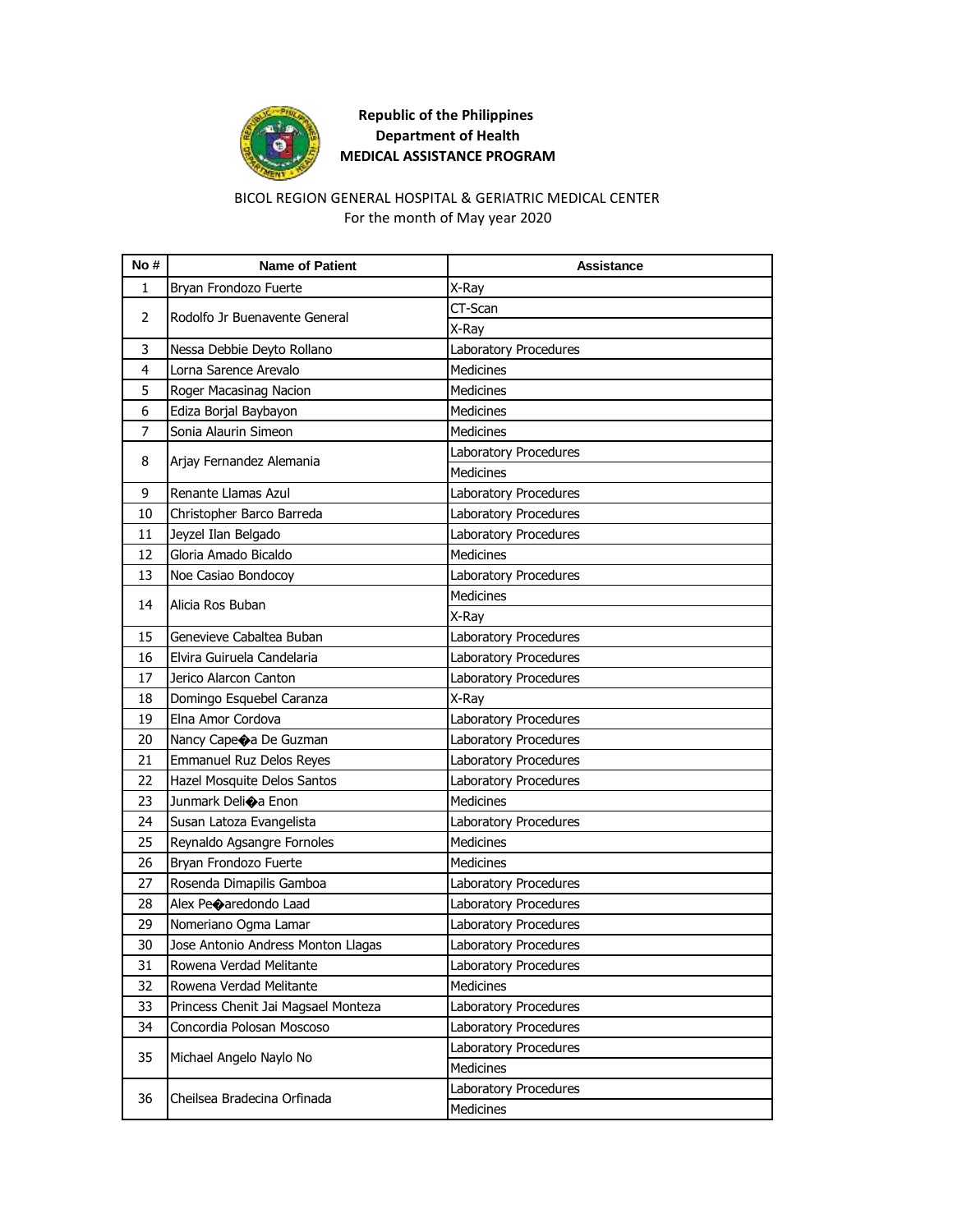**Republic of the Philippines**
**Department of Health**
**MEDICAL ASSISTANCE PROGRAM**

BICOL REGION GENERAL HOSPITAL & GERIATRIC MEDICAL CENTER
For the month of May year 2020

| No # | Name of Patient | Assistance |
|---|---|---|
| 1 | Bryan Frondozo Fuerte | X-Ray |
| 2 | Rodolfo Jr Buenavente General | CT-Scan |
| | | X-Ray |
| 3 | Nessa Debbie Deyto Rollano | Laboratory Procedures |
| 4 | Lorna Sarence Arevalo | Medicines |
| 5 | Roger Macasinag Nacion | Medicines |
| 6 | Ediza Borjal Baybayon | Medicines |
| 7 | Sonia Alaurin Simeon | Medicines |
| 8 | Arjay Fernandez Alemania | Laboratory Procedures |
| | | Medicines |
| 9 | Renante Llamas Azul | Laboratory Procedures |
| 10 | Christopher Barco Barreda | Laboratory Procedures |
| 11 | Jeyzel Ilan Belgado | Laboratory Procedures |
| 12 | Gloria Amado Bicaldo | Medicines |
| 13 | Noe Casiao Bondocoy | Laboratory Procedures |
| 14 | Alicia Ros Buban | Medicines |
| | | X-Ray |
| 15 | Genevieve Cabaltea Buban | Laboratory Procedures |
| 16 | Elvira Guiruela Candelaria | Laboratory Procedures |
| 17 | Jerico Alarcon Canton | Laboratory Procedures |
| 18 | Domingo Esquebel Caranza | X-Ray |
| 19 | Elna Amor Cordova | Laboratory Procedures |
| 20 | Nancy Cape�a De Guzman | Laboratory Procedures |
| 21 | Emmanuel Ruz Delos Reyes | Laboratory Procedures |
| 22 | Hazel Mosquite Delos Santos | Laboratory Procedures |
| 23 | Junmark Deli�a Enon | Medicines |
| 24 | Susan Latoza Evangelista | Laboratory Procedures |
| 25 | Reynaldo Agsangre Fornoles | Medicines |
| 26 | Bryan Frondozo Fuerte | Medicines |
| 27 | Rosenda Dimapilis Gamboa | Laboratory Procedures |
| 28 | Alex Pe�aredondo Laad | Laboratory Procedures |
| 29 | Nomeriano Ogma Lamar | Laboratory Procedures |
| 30 | Jose Antonio Andress Monton Llagas | Laboratory Procedures |
| 31 | Rowena Verdad Melitante | Laboratory Procedures |
| 32 | Rowena Verdad Melitante | Medicines |
| 33 | Princess Chenit Jai Magsael Monteza | Laboratory Procedures |
| 34 | Concordia Polosan Moscoso | Laboratory Procedures |
| 35 | Michael Angelo Naylo No | Laboratory Procedures |
| | | Medicines |
| 36 | Cheilsea Bradecina Orfinada | Laboratory Procedures |
| | | Medicines |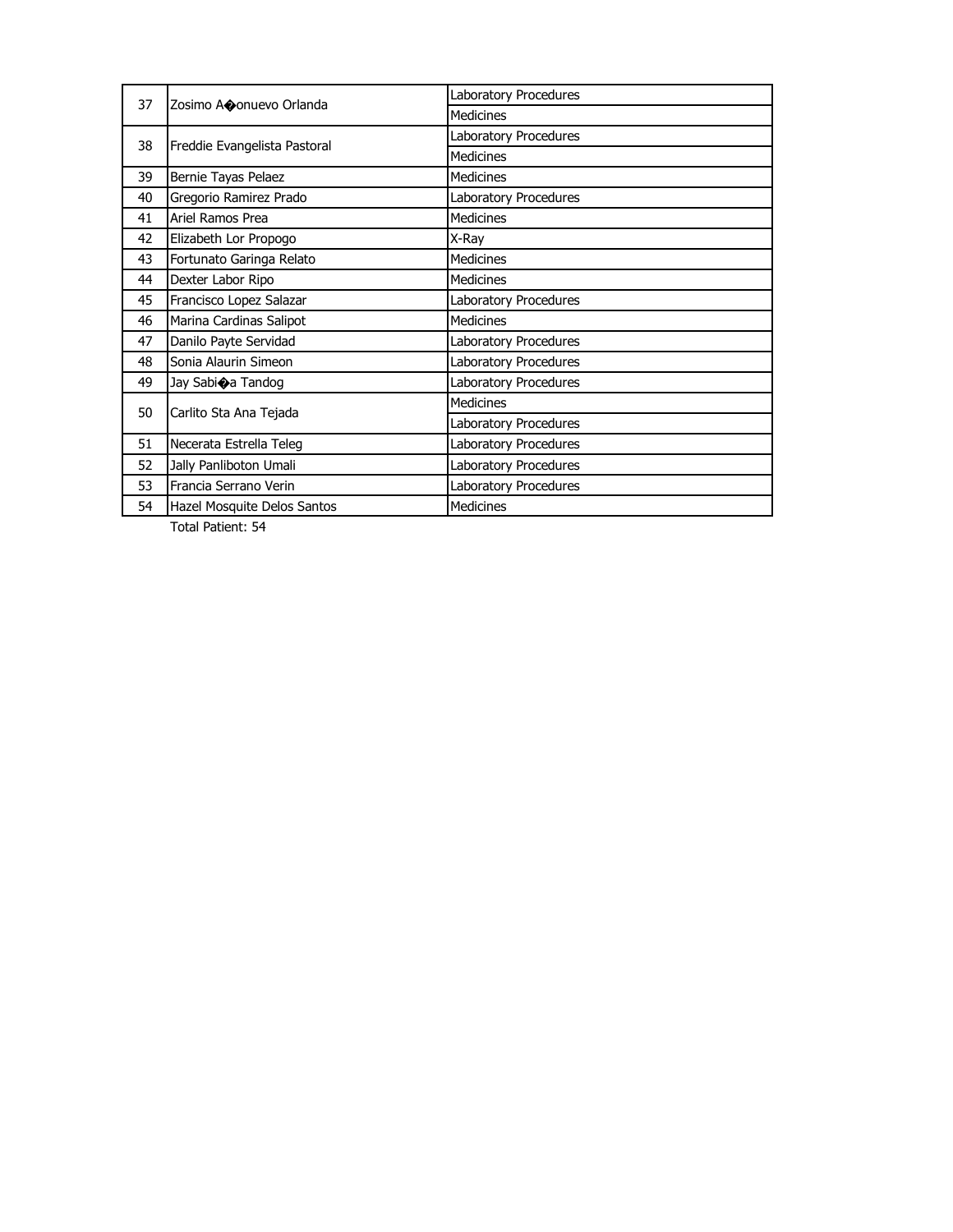| | | |
|---|---|---|
| 37 | Zosimo A�onuevo Orlanda | Laboratory Procedures |
| | | Medicines |
| 38 | Freddie Evangelista Pastoral | Laboratory Procedures |
| | | Medicines |
| 39 | Bernie Tayas Pelaez | Medicines |
| 40 | Gregorio Ramirez Prado | Laboratory Procedures |
| 41 | Ariel Ramos Prea | Medicines |
| 42 | Elizabeth Lor Propogo | X-Ray |
| 43 | Fortunato Garinga Relato | Medicines |
| 44 | Dexter Labor Ripo | Medicines |
| 45 | Francisco Lopez Salazar | Laboratory Procedures |
| 46 | Marina Cardinas Salipot | Medicines |
| 47 | Danilo Payte Servidad | Laboratory Procedures |
| 48 | Sonia Alaurin Simeon | Laboratory Procedures |
| 49 | Jay Sabi�a Tandog | Laboratory Procedures |
| 50 | Carlito Sta Ana Tejada | Medicines |
| | | Laboratory Procedures |
| 51 | Necerata Estrella Teleg | Laboratory Procedures |
| 52 | Jally Panliboton Umali | Laboratory Procedures |
| 53 | Francia Serrano Verin | Laboratory Procedures |
| 54 | Hazel Mosquite Delos Santos | Medicines |

Total Patient: 54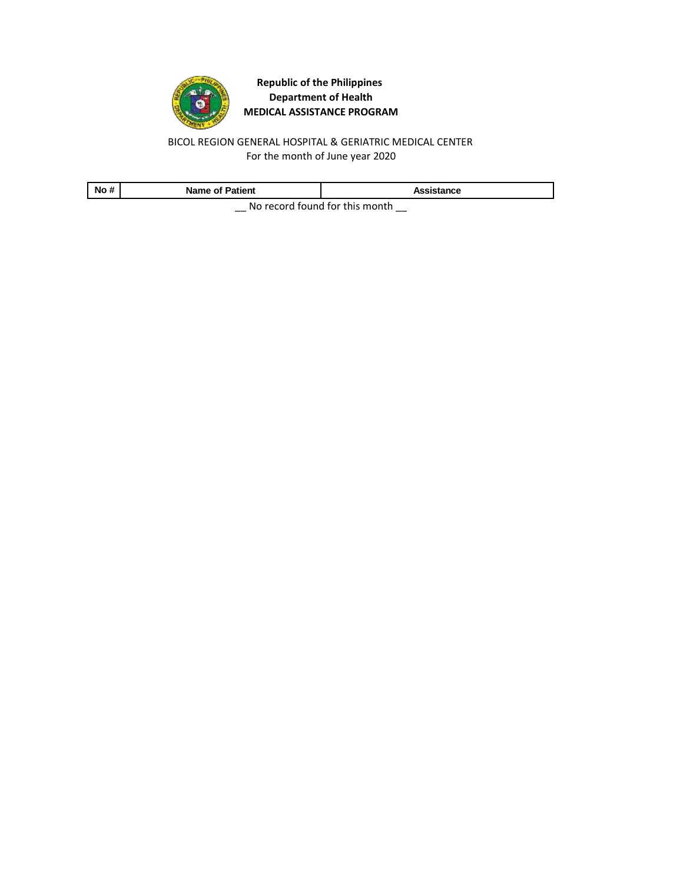**Republic of the Philippines**
**Department of Health**
**MEDICAL ASSISTANCE PROGRAM**

BICOL REGION GENERAL HOSPITAL & GERIATRIC MEDICAL CENTER
For the month of June year 2020

| No # | Name of Patient | Assistance |
|---|---|---|

__ No record found for this month __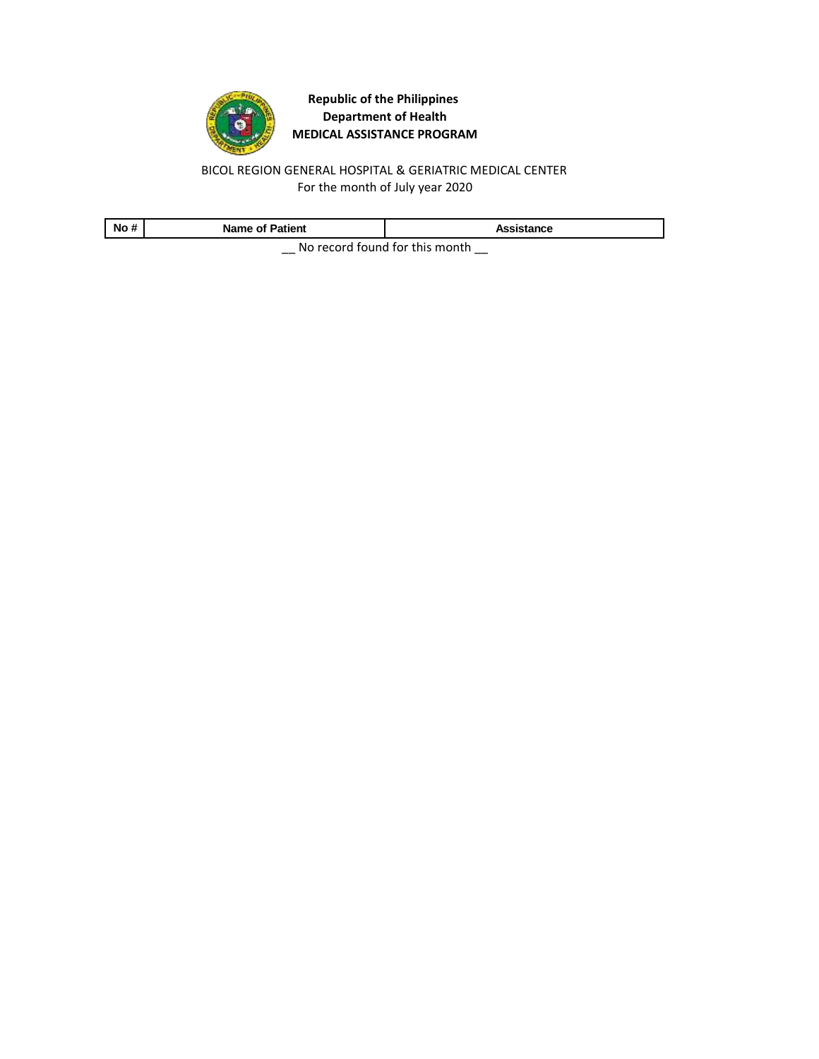**Republic of the Philippines**
**Department of Health**
**MEDICAL ASSISTANCE PROGRAM**

BICOL REGION GENERAL HOSPITAL & GERIATRIC MEDICAL CENTER
For the month of July year 2020

| No # | Name of Patient | Assistance |
| --- | --- | --- |

__ No record found for this month __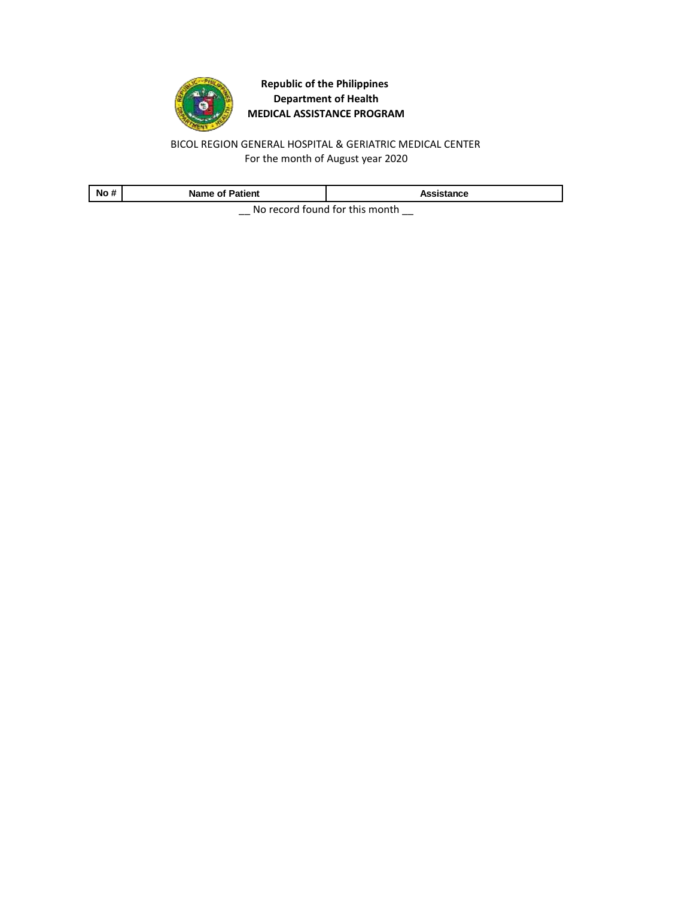**Republic of the Philippines**
**Department of Health**
**MEDICAL ASSISTANCE PROGRAM**

BICOL REGION GENERAL HOSPITAL & GERIATRIC MEDICAL CENTER
For the month of August year 2020

| No # | Name of Patient | Assistance |
| --- | --- | --- |

__ No record found for this month __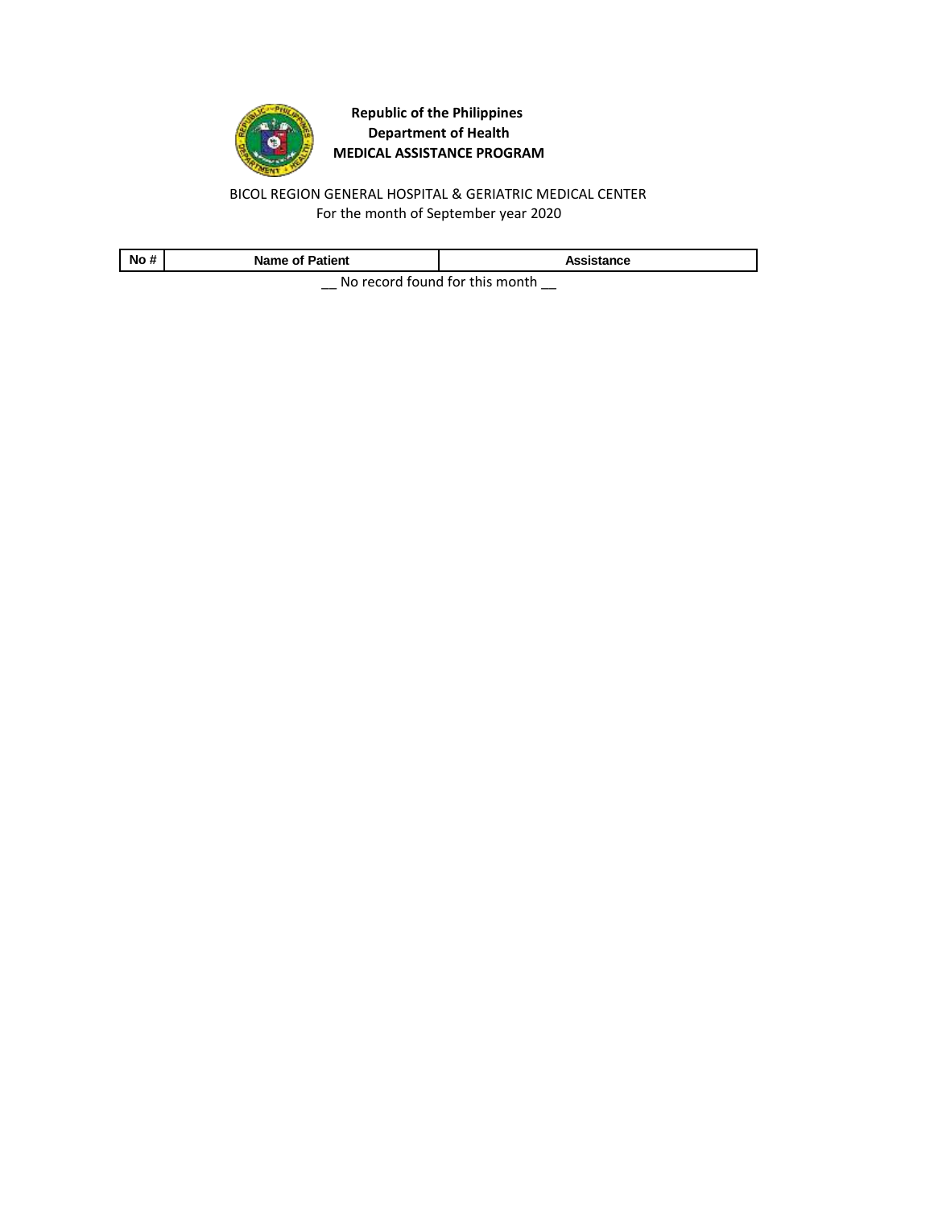**Republic of the Philippines**
**Department of Health**
**MEDICAL ASSISTANCE PROGRAM**

BICOL REGION GENERAL HOSPITAL & GERIATRIC MEDICAL CENTER
For the month of September year 2020

| No # | Name of Patient | Assistance |
| --- | --- | --- |

__ No record found for this month __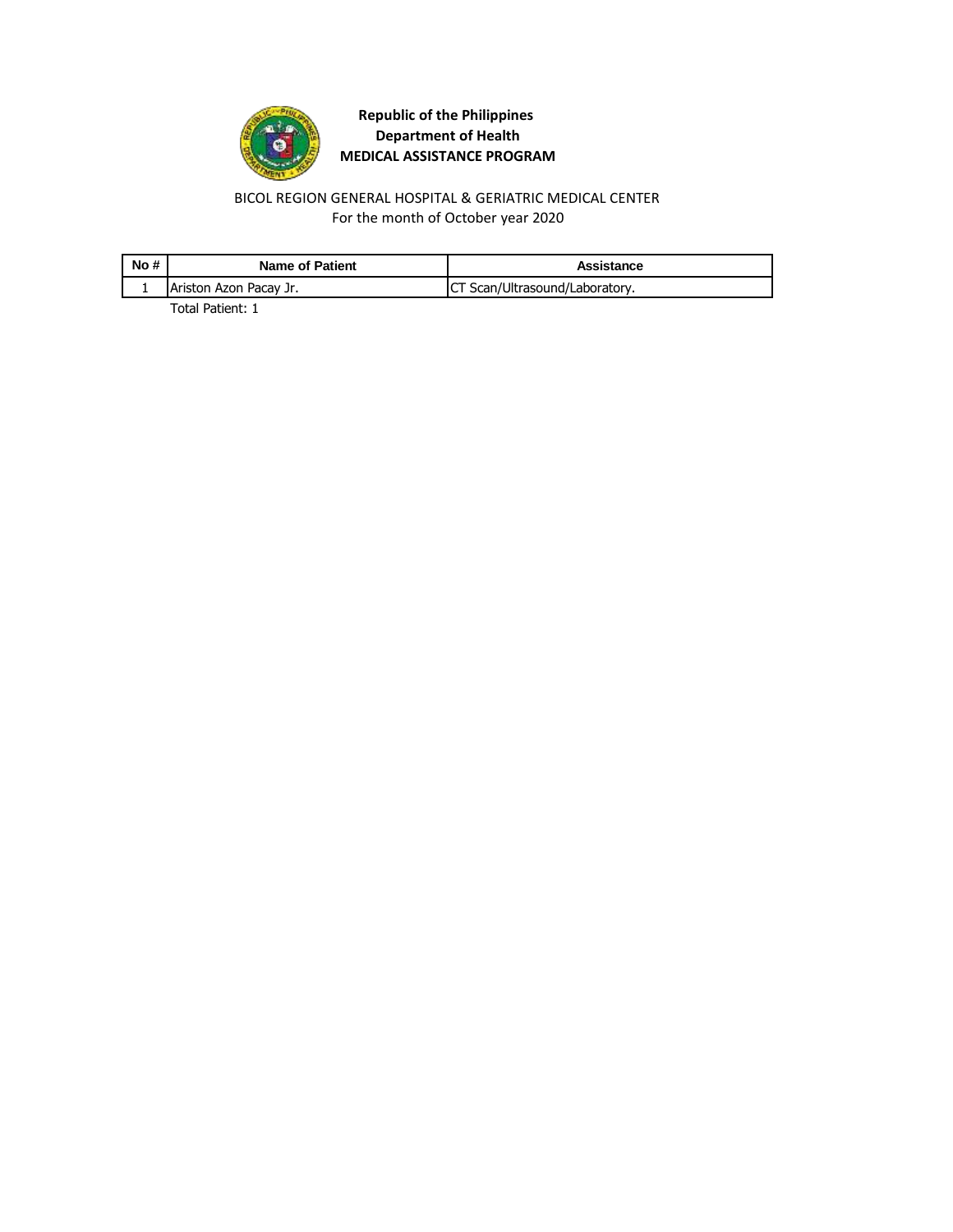**Republic of the Philippines**
**Department of Health**
**MEDICAL ASSISTANCE PROGRAM**

BICOL REGION GENERAL HOSPITAL & GERIATRIC MEDICAL CENTER
For the month of October year 2020

| No # | Name of Patient | Assistance |
|---|---|---|
| 1 | Ariston Azon Pacay Jr. | CT Scan/Ultrasound/Laboratory. |

Total Patient: 1